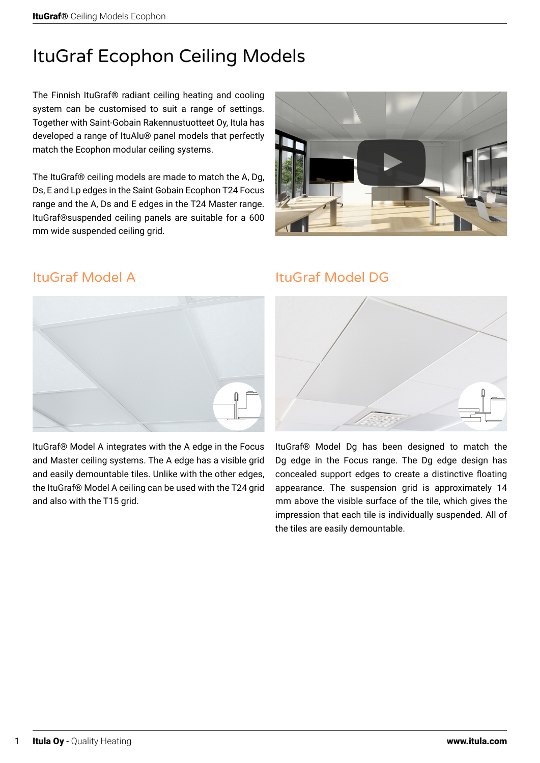# ItuGraf Ecophon Ceiling Models

The Finnish ItuGraf® radiant ceiling heating and cooling system can be customised to suit a range of settings. Together with Saint-Gobain Rakennustuotteet Oy, Itula has developed a range of ItuAlu® panel models that perfectly match the Ecophon modular ceiling systems.

The ItuGraf® ceiling models are made to match the A, Dg, Ds, E and Lp edges in the Saint Gobain Ecophon T24 Focus range and the A, Ds and E edges in the T24 Master range. ItuGraf®suspended ceiling panels are suitable for a 600 mm wide suspended ceiling grid.

## ItuGraf Model A

ItuGraf® Model A integrates with the A edge in the Focus and Master ceiling systems. The A edge has a visible grid and easily demountable tiles. Unlike with the other edges, the ItuGraf® Model A ceiling can be used with the T24 grid and also with the T15 grid.

## ItuGraf Model DG

ItuGraf® Model Dg has been designed to match the Dg edge in the Focus range. The Dg edge design has concealed support edges to create a distinctive floating appearance. The suspension grid is approximately 14 mm above the visible surface of the tile, which gives the impression that each tile is individually suspended. All of the tiles are easily demountable.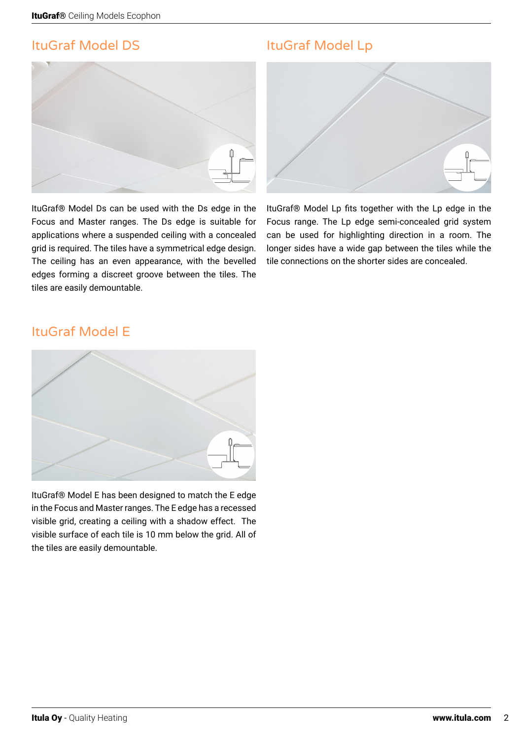## ItuGraf Model DS

ItuGraf® Model Ds can be used with the Ds edge in the Focus and Master ranges. The Ds edge is suitable for applications where a suspended ceiling with a concealed grid is required. The tiles have a symmetrical edge design. The ceiling has an even appearance, with the bevelled edges forming a discreet groove between the tiles. The tiles are easily demountable.

## ItuGraf Model Lp

ItuGraf® Model Lp fits together with the Lp edge in the Focus range. The Lp edge semi-concealed grid system can be used for highlighting direction in a room. The longer sides have a wide gap between the tiles while the tile connections on the shorter sides are concealed.

## ItuGraf Model E

ItuGraf® Model E has been designed to match the E edge in the Focus and Master ranges. The E edge has a recessed visible grid, creating a ceiling with a shadow effect. The visible surface of each tile is 10 mm below the grid. All of the tiles are easily demountable.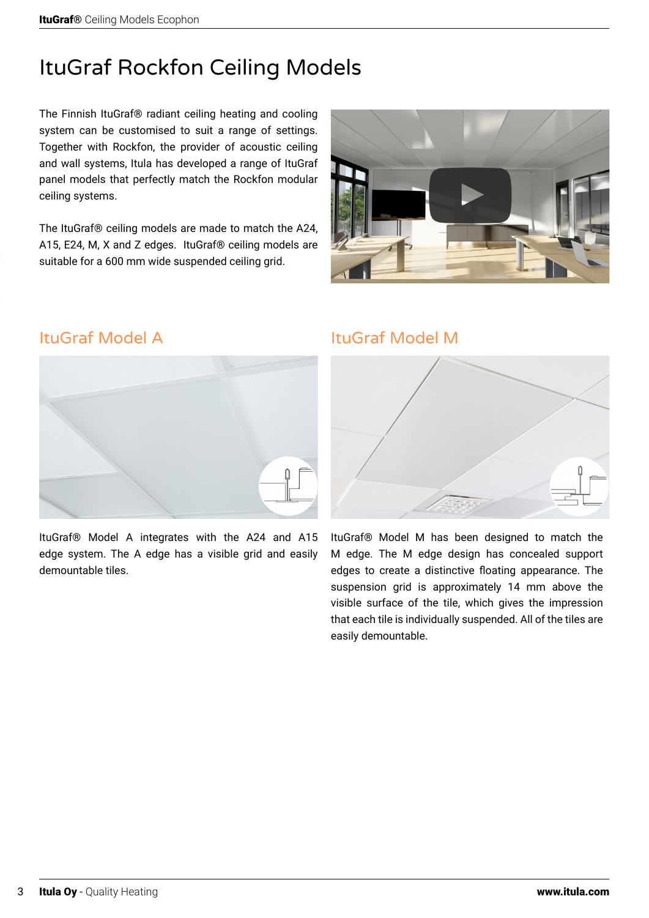# ItuGraf Rockfon Ceiling Models

The Finnish ItuGraf® radiant ceiling heating and cooling system can be customised to suit a range of settings. Together with Rockfon, the provider of acoustic ceiling and wall systems, Itula has developed a range of ItuGraf panel models that perfectly match the Rockfon modular ceiling systems.

The ItuGraf® ceiling models are made to match the A24, A15, E24, M, X and Z edges. ItuGraf® ceiling models are suitable for a 600 mm wide suspended ceiling grid.

## ItuGraf Model A

ItuGraf® Model A integrates with the A24 and A15 edge system. The A edge has a visible grid and easily demountable tiles.

## ItuGraf Model M

ItuGraf® Model M has been designed to match the M edge. The M edge design has concealed support edges to create a distinctive floating appearance. The suspension grid is approximately 14 mm above the visible surface of the tile, which gives the impression that each tile is individually suspended. All of the tiles are easily demountable.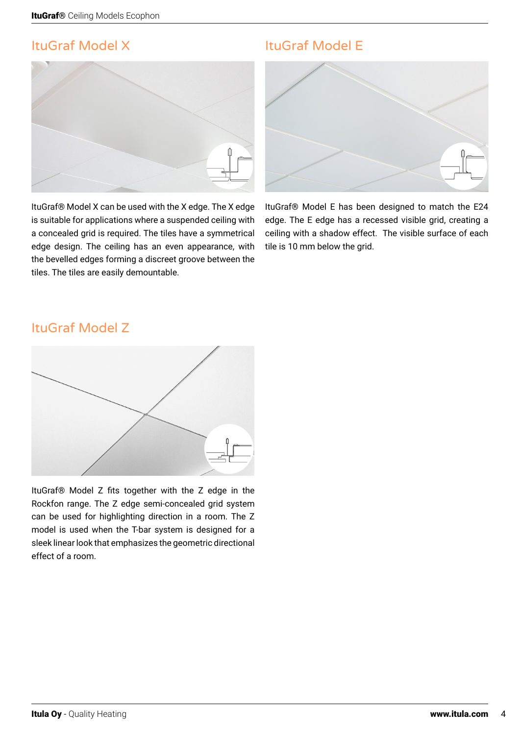## ItuGraf Model X

ItuGraf® Model X can be used with the X edge. The X edge is suitable for applications where a suspended ceiling with a concealed grid is required. The tiles have a symmetrical edge design. The ceiling has an even appearance, with the bevelled edges forming a discreet groove between the tiles. The tiles are easily demountable.

## ItuGraf Model E

ItuGraf® Model E has been designed to match the E24 edge. The E edge has a recessed visible grid, creating a ceiling with a shadow effect. The visible surface of each tile is 10 mm below the grid.

## ItuGraf Model Z

ItuGraf® Model Z fits together with the Z edge in the Rockfon range. The Z edge semi-concealed grid system can be used for highlighting direction in a room. The Z model is used when the T-bar system is designed for a sleek linear look that emphasizes the geometric directional effect of a room.